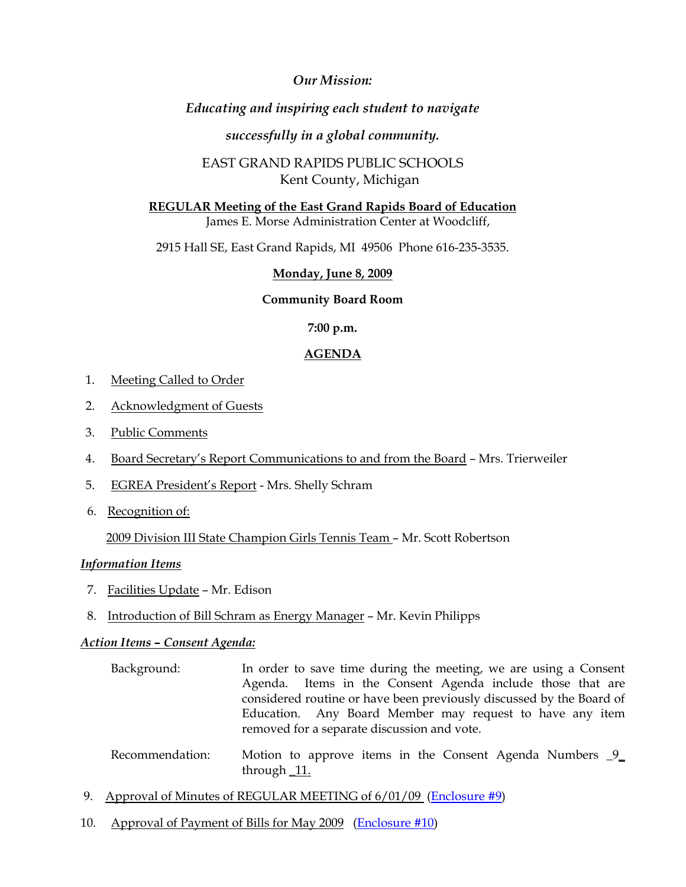*Our Mission:*

*Educating and inspiring each student to navigate*

*successfully in a global community.*

EAST GRAND RAPIDS PUBLIC SCHOOLS
Kent County, Michigan

**REGULAR Meeting of the East Grand Rapids Board of Education**
James E. Morse Administration Center at Woodcliff,

2915 Hall SE, East Grand Rapids, MI 49506 Phone 616-235-3535.

**Monday, June 8, 2009**

**Community Board Room**

**7:00 p.m.**

**AGENDA**

1. Meeting Called to Order
2. Acknowledgment of Guests
3. Public Comments
4. Board Secretary's Report Communications to and from the Board – Mrs. Trierweiler
5. EGREA President's Report - Mrs. Shelly Schram
6. Recognition of:

   2009 Division III State Champion Girls Tennis Team – Mr. Scott Robertson

***Information Items***

7. Facilities Update – Mr. Edison
8. Introduction of Bill Schram as Energy Manager – Mr. Kevin Philipps

***Action Items – Consent Agenda:***

Background: In order to save time during the meeting, we are using a Consent Agenda. Items in the Consent Agenda include those that are considered routine or have been previously discussed by the Board of Education. Any Board Member may request to have any item removed for a separate discussion and vote.

Recommendation: Motion to approve items in the Consent Agenda Numbers _9_ through _11.

9. Approval of Minutes of REGULAR MEETING of 6/01/09 (Enclosure #9)
10. Approval of Payment of Bills for May 2009 (Enclosure #10)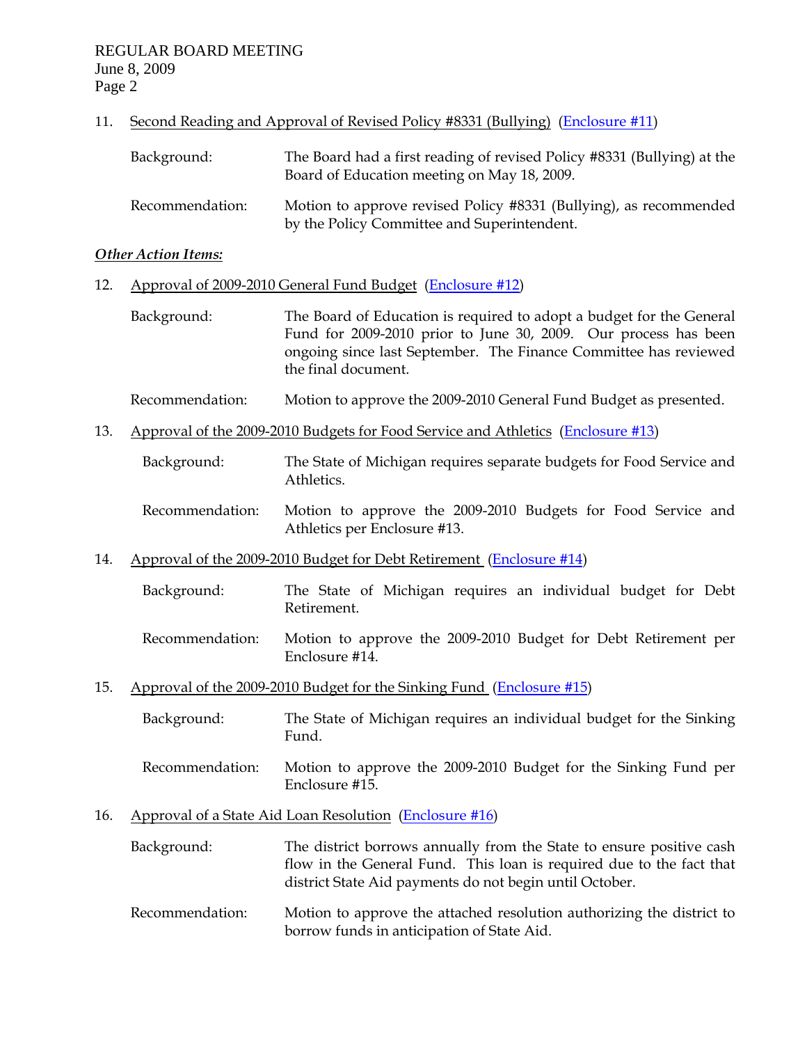11. Second Reading and Approval of Revised Policy #8331 (Bullying) (Enclosure #11)

    Background: The Board had a first reading of revised Policy #8331 (Bullying) at the Board of Education meeting on May 18, 2009.

    Recommendation: Motion to approve revised Policy #8331 (Bullying), as recommended by the Policy Committee and Superintendent.

***Other Action Items:***

12. Approval of 2009-2010 General Fund Budget (Enclosure #12)

    Background: The Board of Education is required to adopt a budget for the General Fund for 2009-2010 prior to June 30, 2009. Our process has been ongoing since last September. The Finance Committee has reviewed the final document.

    Recommendation: Motion to approve the 2009-2010 General Fund Budget as presented.

13. Approval of the 2009-2010 Budgets for Food Service and Athletics (Enclosure #13)

    Background: The State of Michigan requires separate budgets for Food Service and Athletics.

    Recommendation: Motion to approve the 2009-2010 Budgets for Food Service and Athletics per Enclosure #13.

14. Approval of the 2009-2010 Budget for Debt Retirement (Enclosure #14)

    Background: The State of Michigan requires an individual budget for Debt Retirement.

    Recommendation: Motion to approve the 2009-2010 Budget for Debt Retirement per Enclosure #14.

15. Approval of the 2009-2010 Budget for the Sinking Fund (Enclosure #15)

    Background: The State of Michigan requires an individual budget for the Sinking Fund.

    Recommendation: Motion to approve the 2009-2010 Budget for the Sinking Fund per Enclosure #15.

16. Approval of a State Aid Loan Resolution (Enclosure #16)

    Background: The district borrows annually from the State to ensure positive cash flow in the General Fund. This loan is required due to the fact that district State Aid payments do not begin until October.

    Recommendation: Motion to approve the attached resolution authorizing the district to borrow funds in anticipation of State Aid.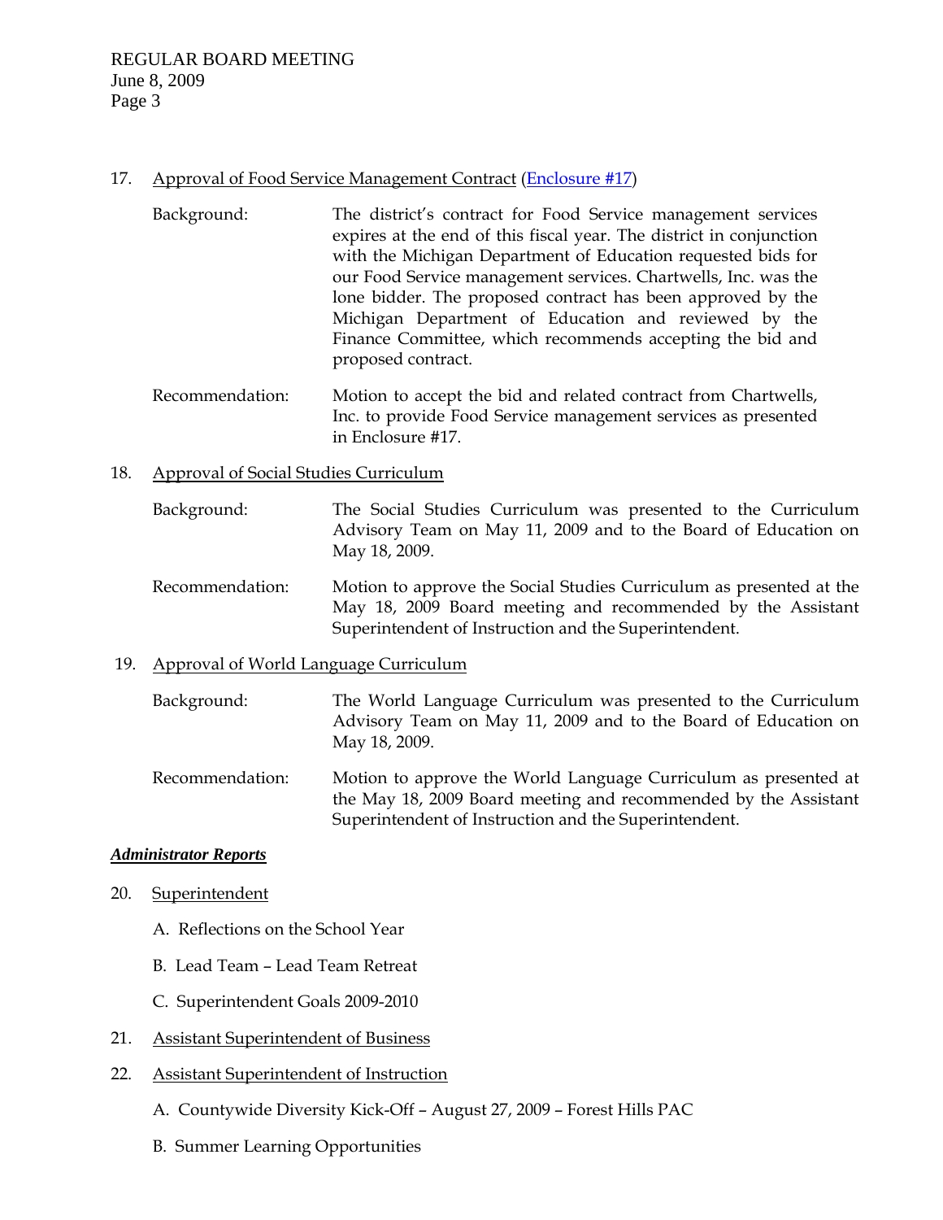17. Approval of Food Service Management Contract (Enclosure #17)

    Background: The district's contract for Food Service management services expires at the end of this fiscal year. The district in conjunction with the Michigan Department of Education requested bids for our Food Service management services. Chartwells, Inc. was the lone bidder. The proposed contract has been approved by the Michigan Department of Education and reviewed by the Finance Committee, which recommends accepting the bid and proposed contract.

    Recommendation: Motion to accept the bid and related contract from Chartwells, Inc. to provide Food Service management services as presented in Enclosure #17.

18. Approval of Social Studies Curriculum

    Background: The Social Studies Curriculum was presented to the Curriculum Advisory Team on May 11, 2009 and to the Board of Education on May 18, 2009.

    Recommendation: Motion to approve the Social Studies Curriculum as presented at the May 18, 2009 Board meeting and recommended by the Assistant Superintendent of Instruction and the Superintendent.

19. Approval of World Language Curriculum

    Background: The World Language Curriculum was presented to the Curriculum Advisory Team on May 11, 2009 and to the Board of Education on May 18, 2009.

    Recommendation: Motion to approve the World Language Curriculum as presented at the May 18, 2009 Board meeting and recommended by the Assistant Superintendent of Instruction and the Superintendent.

***Administrator Reports***

20. Superintendent

    A. Reflections on the School Year

    B. Lead Team – Lead Team Retreat

    C. Superintendent Goals 2009-2010

21. Assistant Superintendent of Business

22. Assistant Superintendent of Instruction

    A. Countywide Diversity Kick-Off – August 27, 2009 – Forest Hills PAC

    B. Summer Learning Opportunities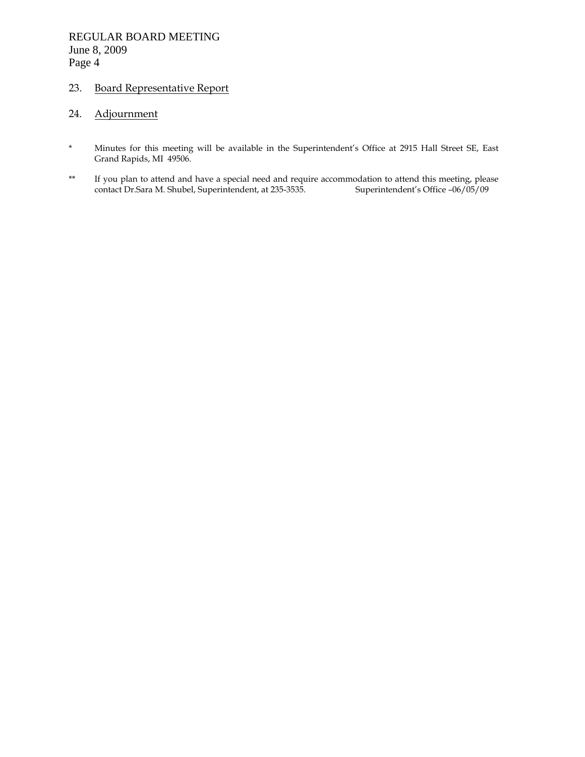23. Board Representative Report

24. Adjournment

\* Minutes for this meeting will be available in the Superintendent's Office at 2915 Hall Street SE, East Grand Rapids, MI 49506.

\*\* If you plan to attend and have a special need and require accommodation to attend this meeting, please contact Dr.Sara M. Shubel, Superintendent, at 235-3535. Superintendent's Office –06/05/09